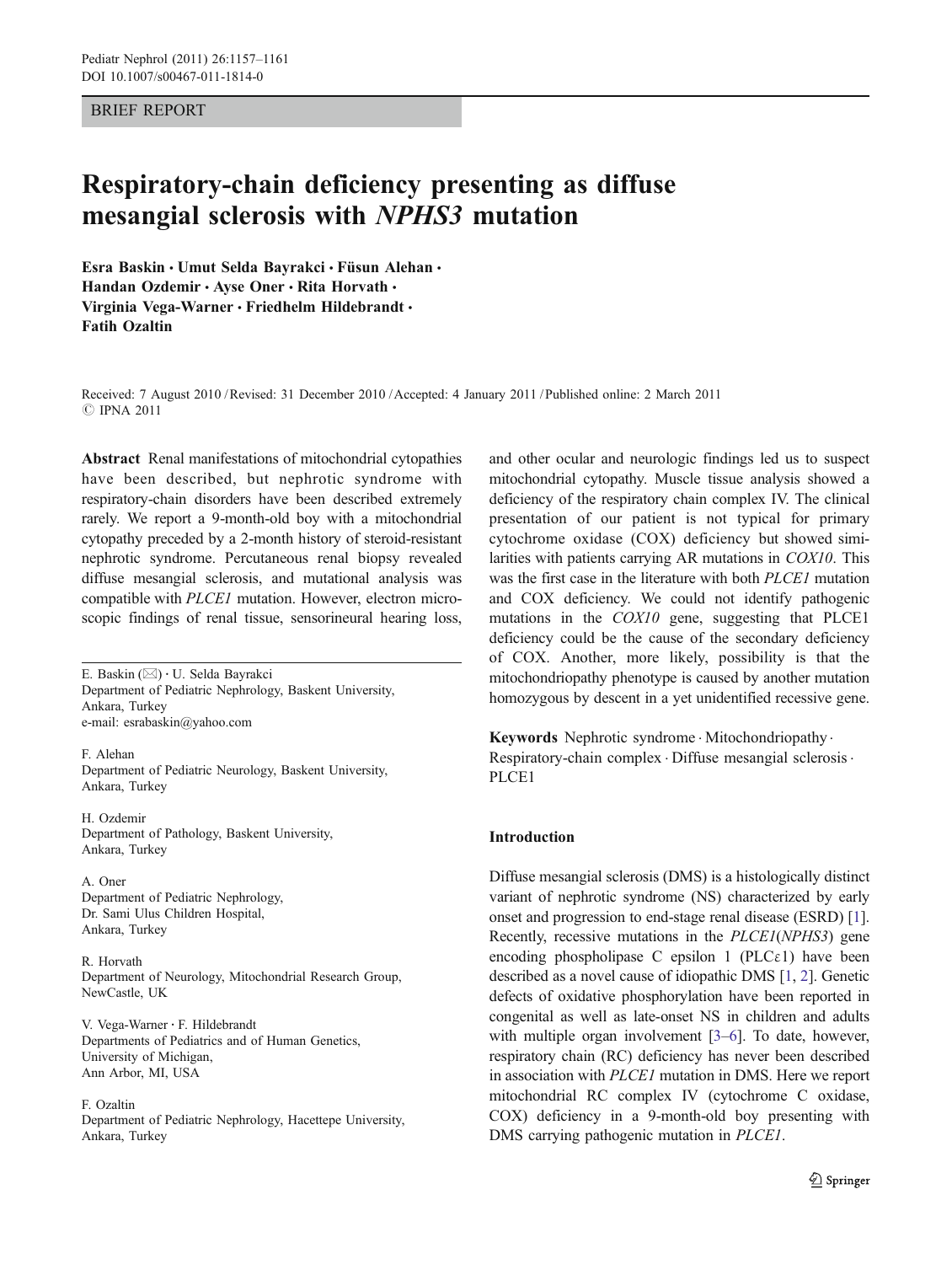BRIEF REPORT

# Respiratory-chain deficiency presenting as diffuse mesangial sclerosis with *NPHS3* mutation

**Esra Baskin · Umut Selda Bayrakci · Füsun Alehan · Handan Ozdemir · Ayse Oner · Rita Horvath · Virginia Vega-Warner · Friedhelm Hildebrandt · Fatih Ozaltin**

Received: 7 August 2010 / Revised: 31 December 2010 / Accepted: 4 January 2011 / Published online: 2 March 2011
© IPNA 2011

**Abstract** Renal manifestations of mitochondrial cytopathies have been described, but nephrotic syndrome with respiratory-chain disorders have been described extremely rarely. We report a 9-month-old boy with a mitochondrial cytopathy preceded by a 2-month history of steroid-resistant nephrotic syndrome. Percutaneous renal biopsy revealed diffuse mesangial sclerosis, and mutational analysis was compatible with *PLCE1* mutation. However, electron microscopic findings of renal tissue, sensorineural hearing loss, and other ocular and neurologic findings led us to suspect mitochondrial cytopathy. Muscle tissue analysis showed a deficiency of the respiratory chain complex IV. The clinical presentation of our patient is not typical for primary cytochrome oxidase (COX) deficiency but showed similarities with patients carrying AR mutations in *COX10*. This was the first case in the literature with both *PLCE1* mutation and COX deficiency. We could not identify pathogenic mutations in the *COX10* gene, suggesting that PLCE1 deficiency could be the cause of the secondary deficiency of COX. Another, more likely, possibility is that the mitochondriopathy phenotype is caused by another mutation homozygous by descent in a yet unidentified recessive gene.

**Keywords** Nephrotic syndrome · Mitochondriopathy · Respiratory-chain complex · Diffuse mesangial sclerosis · PLCE1

E. Baskin (✉) · U. Selda Bayrakci
Department of Pediatric Nephrology, Baskent University, Ankara, Turkey
e-mail: esrabaskin@yahoo.com

F. Alehan
Department of Pediatric Neurology, Baskent University, Ankara, Turkey

H. Ozdemir
Department of Pathology, Baskent University, Ankara, Turkey

A. Oner
Department of Pediatric Nephrology, Dr. Sami Ulus Children Hospital, Ankara, Turkey

R. Horvath
Department of Neurology, Mitochondrial Research Group, NewCastle, UK

V. Vega-Warner · F. Hildebrandt
Departments of Pediatrics and of Human Genetics, University of Michigan, Ann Arbor, MI, USA

F. Ozaltin
Department of Pediatric Nephrology, Hacettepe University, Ankara, Turkey

## Introduction

Diffuse mesangial sclerosis (DMS) is a histologically distinct variant of nephrotic syndrome (NS) characterized by early onset and progression to end-stage renal disease (ESRD) [1]. Recently, recessive mutations in the *PLCE1*(*NPHS3*) gene encoding phospholipase C epsilon 1 (PLCε1) have been described as a novel cause of idiopathic DMS [1, 2]. Genetic defects of oxidative phosphorylation have been reported in congenital as well as late-onset NS in children and adults with multiple organ involvement [3–6]. To date, however, respiratory chain (RC) deficiency has never been described in association with *PLCE1* mutation in DMS. Here we report mitochondrial RC complex IV (cytochrome C oxidase, COX) deficiency in a 9-month-old boy presenting with DMS carrying pathogenic mutation in *PLCE1*.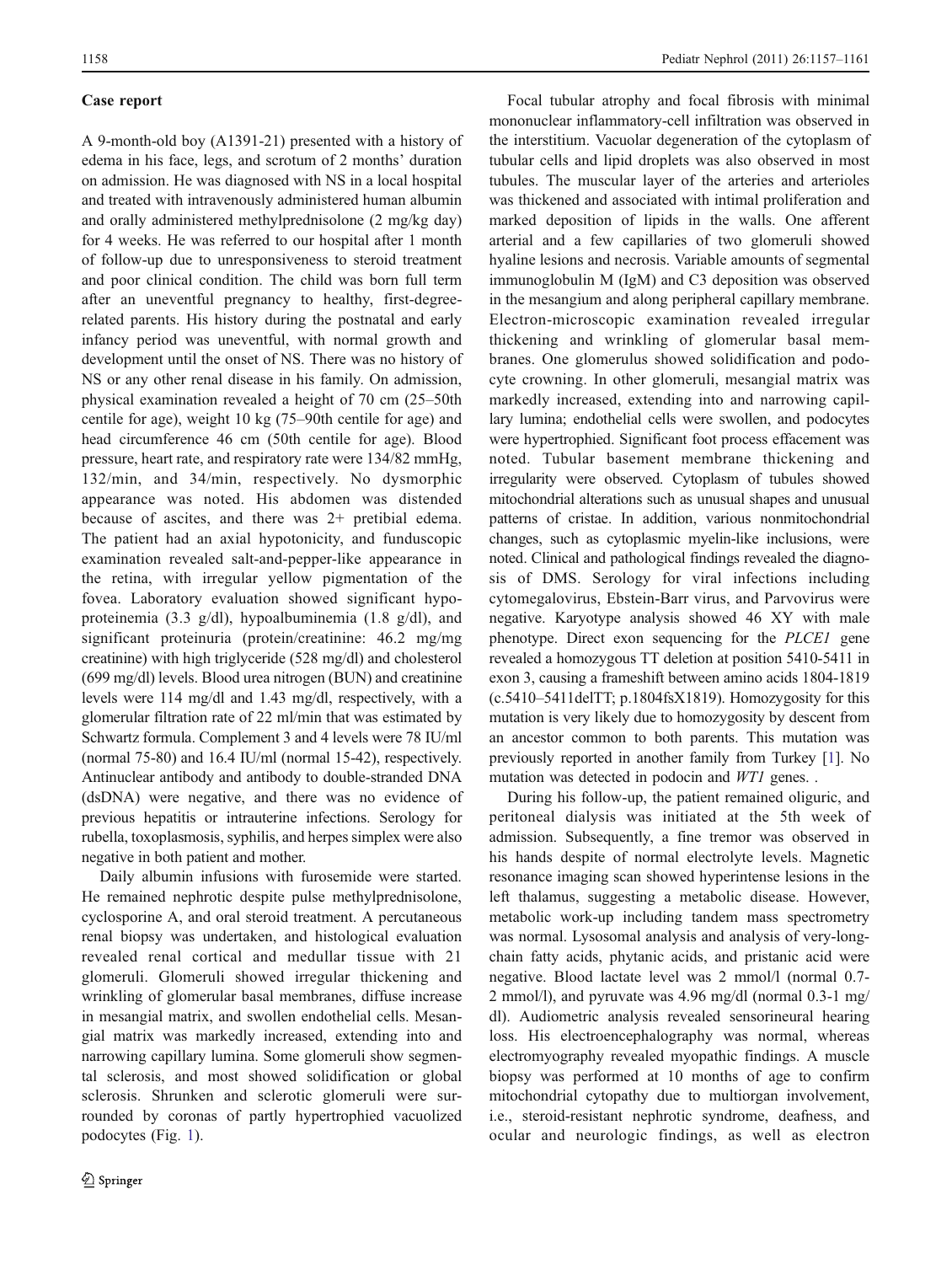## Case report

A 9-month-old boy (A1391-21) presented with a history of edema in his face, legs, and scrotum of 2 months' duration on admission. He was diagnosed with NS in a local hospital and treated with intravenously administered human albumin and orally administered methylprednisolone (2 mg/kg day) for 4 weeks. He was referred to our hospital after 1 month of follow-up due to unresponsiveness to steroid treatment and poor clinical condition. The child was born full term after an uneventful pregnancy to healthy, first-degree-related parents. His history during the postnatal and early infancy period was uneventful, with normal growth and development until the onset of NS. There was no history of NS or any other renal disease in his family. On admission, physical examination revealed a height of 70 cm (25–50th centile for age), weight 10 kg (75–90th centile for age) and head circumference 46 cm (50th centile for age). Blood pressure, heart rate, and respiratory rate were 134/82 mmHg, 132/min, and 34/min, respectively. No dysmorphic appearance was noted. His abdomen was distended because of ascites, and there was 2+ pretibial edema. The patient had an axial hypotonicity, and funduscopic examination revealed salt-and-pepper-like appearance in the retina, with irregular yellow pigmentation of the fovea. Laboratory evaluation showed significant hypoproteinemia (3.3 g/dl), hypoalbuminemia (1.8 g/dl), and significant proteinuria (protein/creatinine: 46.2 mg/mg creatinine) with high triglyceride (528 mg/dl) and cholesterol (699 mg/dl) levels. Blood urea nitrogen (BUN) and creatinine levels were 114 mg/dl and 1.43 mg/dl, respectively, with a glomerular filtration rate of 22 ml/min that was estimated by Schwartz formula. Complement 3 and 4 levels were 78 IU/ml (normal 75-80) and 16.4 IU/ml (normal 15-42), respectively. Antinuclear antibody and antibody to double-stranded DNA (dsDNA) were negative, and there was no evidence of previous hepatitis or intrauterine infections. Serology for rubella, toxoplasmosis, syphilis, and herpes simplex were also negative in both patient and mother.

Daily albumin infusions with furosemide were started. He remained nephrotic despite pulse methylprednisolone, cyclosporine A, and oral steroid treatment. A percutaneous renal biopsy was undertaken, and histological evaluation revealed renal cortical and medullar tissue with 21 glomeruli. Glomeruli showed irregular thickening and wrinkling of glomerular basal membranes, diffuse increase in mesangial matrix, and swollen endothelial cells. Mesangial matrix was markedly increased, extending into and narrowing capillary lumina. Some glomeruli show segmental sclerosis, and most showed solidification or global sclerosis. Shrunken and sclerotic glomeruli were surrounded by coronas of partly hypertrophied vacuolized podocytes (Fig. 1).

Focal tubular atrophy and focal fibrosis with minimal mononuclear inflammatory-cell infiltration was observed in the interstitium. Vacuolar degeneration of the cytoplasm of tubular cells and lipid droplets was also observed in most tubules. The muscular layer of the arteries and arterioles was thickened and associated with intimal proliferation and marked deposition of lipids in the walls. One afferent arterial and a few capillaries of two glomeruli showed hyaline lesions and necrosis. Variable amounts of segmental immunoglobulin M (IgM) and C3 deposition was observed in the mesangium and along peripheral capillary membrane. Electron-microscopic examination revealed irregular thickening and wrinkling of glomerular basal membranes. One glomerulus showed solidification and podocyte crowning. In other glomeruli, mesangial matrix was markedly increased, extending into and narrowing capillary lumina; endothelial cells were swollen, and podocytes were hypertrophied. Significant foot process effacement was noted. Tubular basement membrane thickening and irregularity were observed. Cytoplasm of tubules showed mitochondrial alterations such as unusual shapes and unusual patterns of cristae. In addition, various nonmitochondrial changes, such as cytoplasmic myelin-like inclusions, were noted. Clinical and pathological findings revealed the diagnosis of DMS. Serology for viral infections including cytomegalovirus, Ebstein-Barr virus, and Parvovirus were negative. Karyotype analysis showed 46 XY with male phenotype. Direct exon sequencing for the *PLCE1* gene revealed a homozygous TT deletion at position 5410-5411 in exon 3, causing a frameshift between amino acids 1804-1819 (c.5410–5411delTT; p.1804fsX1819). Homozygosity for this mutation is very likely due to homozygosity by descent from an ancestor common to both parents. This mutation was previously reported in another family from Turkey [1]. No mutation was detected in podocin and *WT1* genes. .

During his follow-up, the patient remained oliguric, and peritoneal dialysis was initiated at the 5th week of admission. Subsequently, a fine tremor was observed in his hands despite of normal electrolyte levels. Magnetic resonance imaging scan showed hyperintense lesions in the left thalamus, suggesting a metabolic disease. However, metabolic work-up including tandem mass spectrometry was normal. Lysosomal analysis and analysis of very-long-chain fatty acids, phytanic acids, and pristanic acid were negative. Blood lactate level was 2 mmol/l (normal 0.7-2 mmol/l), and pyruvate was 4.96 mg/dl (normal 0.3-1 mg/dl). Audiometric analysis revealed sensorineural hearing loss. His electroencephalography was normal, whereas electromyography revealed myopathic findings. A muscle biopsy was performed at 10 months of age to confirm mitochondrial cytopathy due to multiorgan involvement, i.e., steroid-resistant nephrotic syndrome, deafness, and ocular and neurologic findings, as well as electron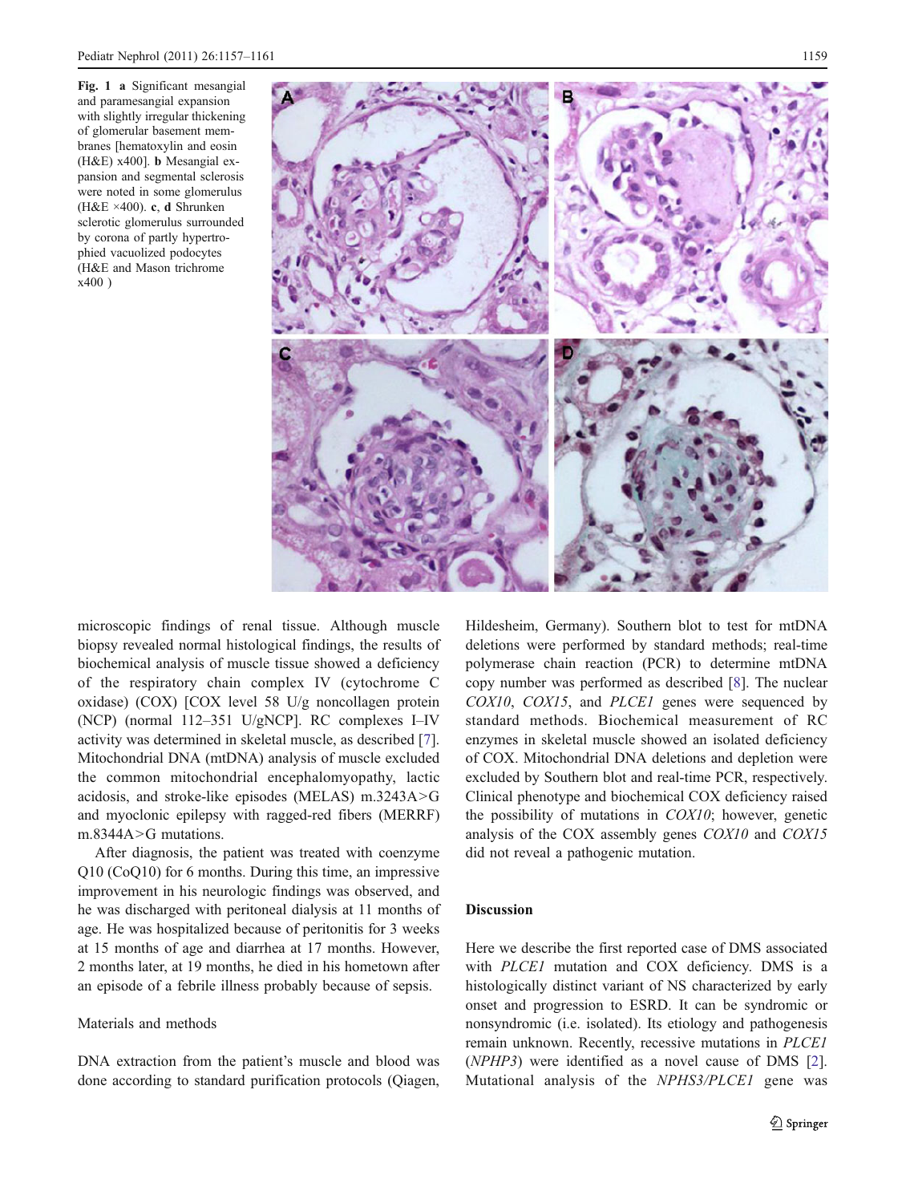**Fig. 1** **a** Significant mesangial and paramesangial expansion with slightly irregular thickening of glomerular basement membranes [hematoxylin and eosin (H&E) x400]. **b** Mesangial expansion and segmental sclerosis were noted in some glomerulus (H&E ×400). **c**, **d** Shrunken sclerotic glomerulus surrounded by corona of partly hypertrophied vacuolized podocytes (H&E and Mason trichrome x400 )

microscopic findings of renal tissue. Although muscle biopsy revealed normal histological findings, the results of biochemical analysis of muscle tissue showed a deficiency of the respiratory chain complex IV (cytochrome C oxidase) (COX) [COX level 58 U/g noncollagen protein (NCP) (normal 112–351 U/gNCP]. RC complexes I–IV activity was determined in skeletal muscle, as described [7]. Mitochondrial DNA (mtDNA) analysis of muscle excluded the common mitochondrial encephalomyopathy, lactic acidosis, and stroke-like episodes (MELAS) m.3243A>G and myoclonic epilepsy with ragged-red fibers (MERRF) m.8344A>G mutations.

After diagnosis, the patient was treated with coenzyme Q10 (CoQ10) for 6 months. During this time, an impressive improvement in his neurologic findings was observed, and he was discharged with peritoneal dialysis at 11 months of age. He was hospitalized because of peritonitis for 3 weeks at 15 months of age and diarrhea at 17 months. However, 2 months later, at 19 months, he died in his hometown after an episode of a febrile illness probably because of sepsis.

## Materials and methods

DNA extraction from the patient's muscle and blood was done according to standard purification protocols (Qiagen, Hildesheim, Germany). Southern blot to test for mtDNA deletions were performed by standard methods; real-time polymerase chain reaction (PCR) to determine mtDNA copy number was performed as described [8]. The nuclear *COX10*, *COX15*, and *PLCE1* genes were sequenced by standard methods. Biochemical measurement of RC enzymes in skeletal muscle showed an isolated deficiency of COX. Mitochondrial DNA deletions and depletion were excluded by Southern blot and real-time PCR, respectively. Clinical phenotype and biochemical COX deficiency raised the possibility of mutations in *COX10*; however, genetic analysis of the COX assembly genes *COX10* and *COX15* did not reveal a pathogenic mutation.

## Discussion

Here we describe the first reported case of DMS associated with *PLCE1* mutation and COX deficiency. DMS is a histologically distinct variant of NS characterized by early onset and progression to ESRD. It can be syndromic or nonsyndromic (i.e. isolated). Its etiology and pathogenesis remain unknown. Recently, recessive mutations in *PLCE1* (*NPHP3*) were identified as a novel cause of DMS [2]. Mutational analysis of the *NPHS3/PLCE1* gene was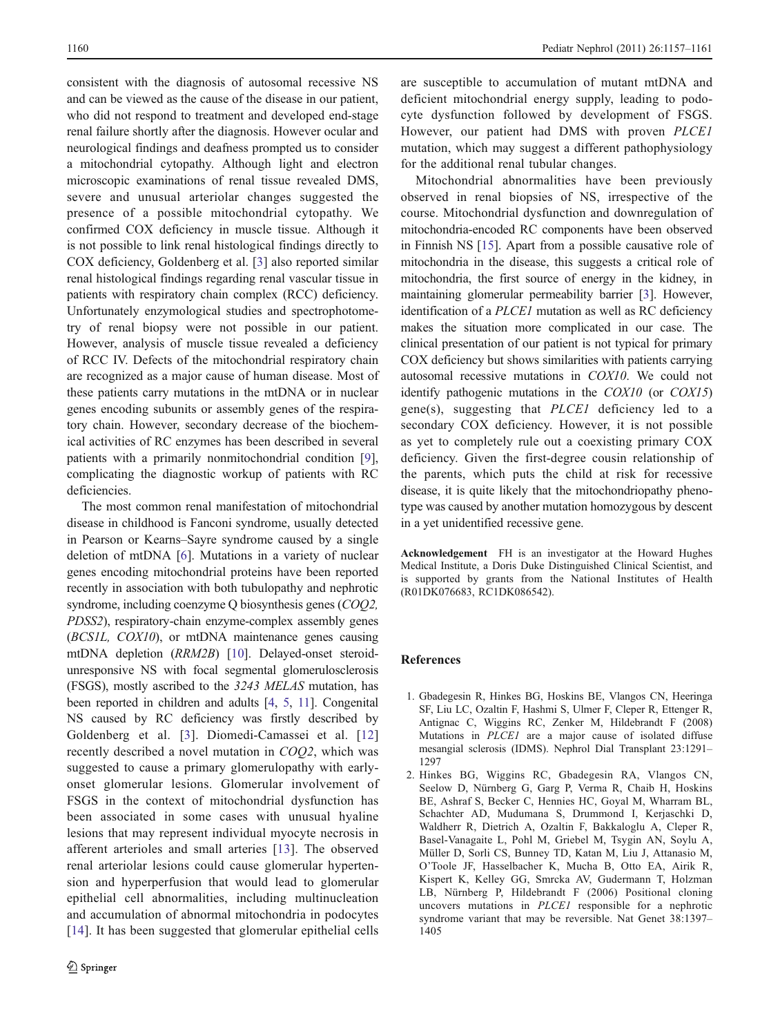consistent with the diagnosis of autosomal recessive NS and can be viewed as the cause of the disease in our patient, who did not respond to treatment and developed end-stage renal failure shortly after the diagnosis. However ocular and neurological findings and deafness prompted us to consider a mitochondrial cytopathy. Although light and electron microscopic examinations of renal tissue revealed DMS, severe and unusual arteriolar changes suggested the presence of a possible mitochondrial cytopathy. We confirmed COX deficiency in muscle tissue. Although it is not possible to link renal histological findings directly to COX deficiency, Goldenberg et al. [3] also reported similar renal histological findings regarding renal vascular tissue in patients with respiratory chain complex (RCC) deficiency. Unfortunately enzymological studies and spectrophotometry of renal biopsy were not possible in our patient. However, analysis of muscle tissue revealed a deficiency of RCC IV. Defects of the mitochondrial respiratory chain are recognized as a major cause of human disease. Most of these patients carry mutations in the mtDNA or in nuclear genes encoding subunits or assembly genes of the respiratory chain. However, secondary decrease of the biochemical activities of RC enzymes has been described in several patients with a primarily nonmitochondrial condition [9], complicating the diagnostic workup of patients with RC deficiencies.

The most common renal manifestation of mitochondrial disease in childhood is Fanconi syndrome, usually detected in Pearson or Kearns–Sayre syndrome caused by a single deletion of mtDNA [6]. Mutations in a variety of nuclear genes encoding mitochondrial proteins have been reported recently in association with both tubulopathy and nephrotic syndrome, including coenzyme Q biosynthesis genes (*COQ2, PDSS2*), respiratory-chain enzyme-complex assembly genes (*BCS1L, COX10*), or mtDNA maintenance genes causing mtDNA depletion (*RRM2B*) [10]. Delayed-onset steroid-unresponsive NS with focal segmental glomerulosclerosis (FSGS), mostly ascribed to the *3243 MELAS* mutation, has been reported in children and adults [4, 5, 11]. Congenital NS caused by RC deficiency was firstly described by Goldenberg et al. [3]. Diomedi-Camassei et al. [12] recently described a novel mutation in *COQ2*, which was suggested to cause a primary glomerulopathy with early-onset glomerular lesions. Glomerular involvement of FSGS in the context of mitochondrial dysfunction has been associated in some cases with unusual hyaline lesions that may represent individual myocyte necrosis in afferent arterioles and small arteries [13]. The observed renal arteriolar lesions could cause glomerular hypertension and hyperperfusion that would lead to glomerular epithelial cell abnormalities, including multinucleation and accumulation of abnormal mitochondria in podocytes [14]. It has been suggested that glomerular epithelial cells are susceptible to accumulation of mutant mtDNA and deficient mitochondrial energy supply, leading to podocyte dysfunction followed by development of FSGS. However, our patient had DMS with proven *PLCE1* mutation, which may suggest a different pathophysiology for the additional renal tubular changes.

Mitochondrial abnormalities have been previously observed in renal biopsies of NS, irrespective of the course. Mitochondrial dysfunction and downregulation of mitochondria-encoded RC components have been observed in Finnish NS [15]. Apart from a possible causative role of mitochondria in the disease, this suggests a critical role of mitochondria, the first source of energy in the kidney, in maintaining glomerular permeability barrier [3]. However, identification of a *PLCE1* mutation as well as RC deficiency makes the situation more complicated in our case. The clinical presentation of our patient is not typical for primary COX deficiency but shows similarities with patients carrying autosomal recessive mutations in *COX10*. We could not identify pathogenic mutations in the *COX10* (or *COX15*) gene(s), suggesting that *PLCE1* deficiency led to a secondary COX deficiency. However, it is not possible as yet to completely rule out a coexisting primary COX deficiency. Given the first-degree cousin relationship of the parents, which puts the child at risk for recessive disease, it is quite likely that the mitochondriopathy phenotype was caused by another mutation homozygous by descent in a yet unidentified recessive gene.

**Acknowledgement** FH is an investigator at the Howard Hughes Medical Institute, a Doris Duke Distinguished Clinical Scientist, and is supported by grants from the National Institutes of Health (R01DK076683, RC1DK086542).

## References

1. Gbadegesin R, Hinkes BG, Hoskins BE, Vlangos CN, Heeringa SF, Liu LC, Ozaltin F, Hashmi S, Ulmer F, Cleper R, Ettenger R, Antignac C, Wiggins RC, Zenker M, Hildebrandt F (2008) Mutations in *PLCE1* are a major cause of isolated diffuse mesangial sclerosis (IDMS). Nephrol Dial Transplant 23:1291–1297
2. Hinkes BG, Wiggins RC, Gbadegesin RA, Vlangos CN, Seelow D, Nürnberg G, Garg P, Verma R, Chaib H, Hoskins BE, Ashraf S, Becker C, Hennies HC, Goyal M, Wharram BL, Schachter AD, Mudumana S, Drummond I, Kerjaschki D, Waldherr R, Dietrich A, Ozaltin F, Bakkaloglu A, Cleper R, Basel-Vanagaite L, Pohl M, Griebel M, Tsygin AN, Soylu A, Müller D, Sorli CS, Bunney TD, Katan M, Liu J, Attanasio M, O'Toole JF, Hasselbacher K, Mucha B, Otto EA, Airik R, Kispert K, Kelley GG, Smrcka AV, Gudermann T, Holzman LB, Nürnberg P, Hildebrandt F (2006) Positional cloning uncovers mutations in *PLCE1* responsible for a nephrotic syndrome variant that may be reversible. Nat Genet 38:1397–1405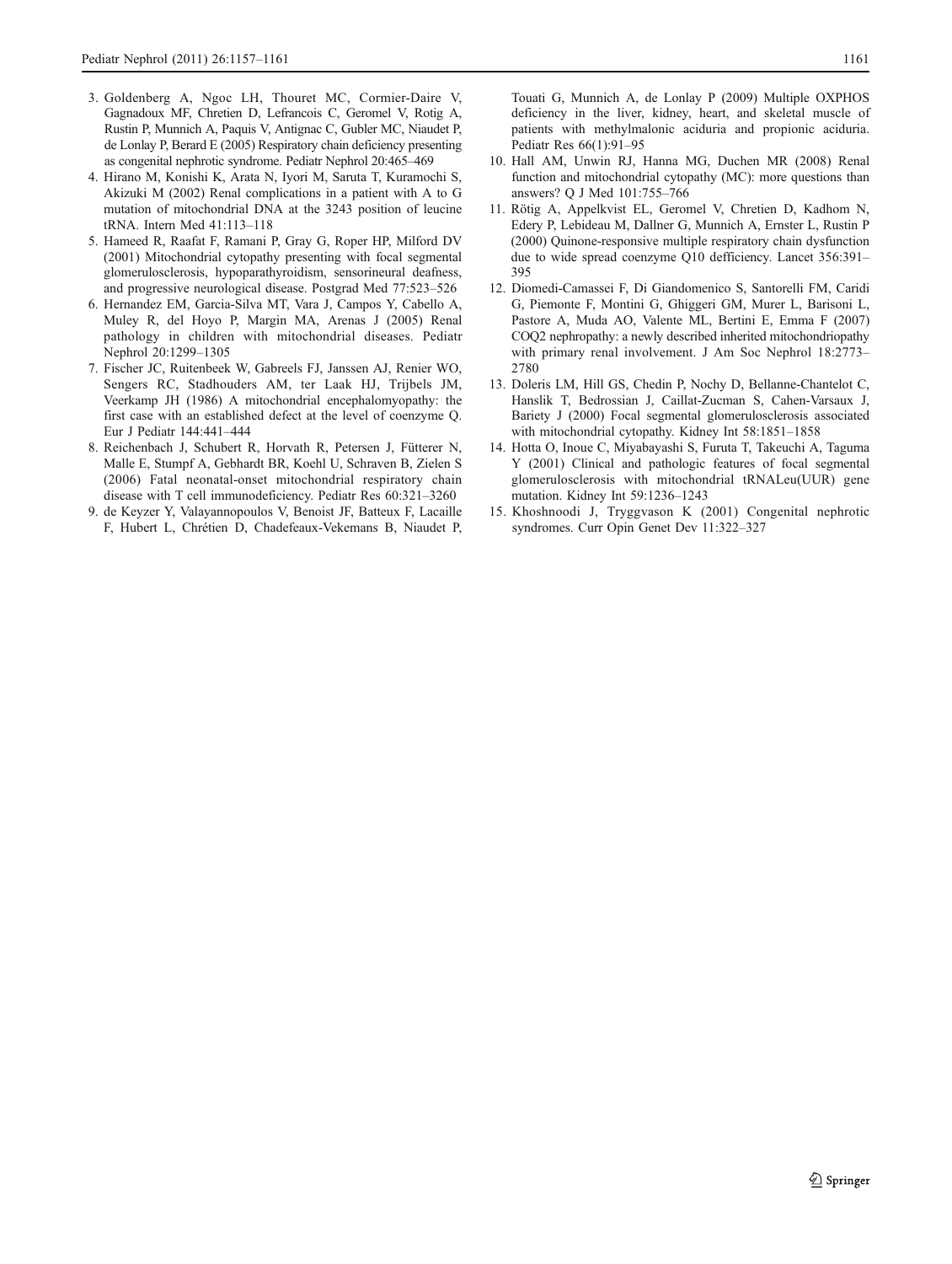3. Goldenberg A, Ngoc LH, Thouret MC, Cormier-Daire V, Gagnadoux MF, Chretien D, Lefrancois C, Geromel V, Rotig A, Rustin P, Munnich A, Paquis V, Antignac C, Gubler MC, Niaudet P, de Lonlay P, Berard E (2005) Respiratory chain deficiency presenting as congenital nephrotic syndrome. Pediatr Nephrol 20:465–469
4. Hirano M, Konishi K, Arata N, Iyori M, Saruta T, Kuramochi S, Akizuki M (2002) Renal complications in a patient with A to G mutation of mitochondrial DNA at the 3243 position of leucine tRNA. Intern Med 41:113–118
5. Hameed R, Raafat F, Ramani P, Gray G, Roper HP, Milford DV (2001) Mitochondrial cytopathy presenting with focal segmental glomerulosclerosis, hypoparathyroidism, sensorineural deafness, and progressive neurological disease. Postgrad Med 77:523–526
6. Hernandez EM, Garcia-Silva MT, Vara J, Campos Y, Cabello A, Muley R, del Hoyo P, Margin MA, Arenas J (2005) Renal pathology in children with mitochondrial diseases. Pediatr Nephrol 20:1299–1305
7. Fischer JC, Ruitenbeek W, Gabreels FJ, Janssen AJ, Renier WO, Sengers RC, Stadhouders AM, ter Laak HJ, Trijbels JM, Veerkamp JH (1986) A mitochondrial encephalomyopathy: the first case with an established defect at the level of coenzyme Q. Eur J Pediatr 144:441–444
8. Reichenbach J, Schubert R, Horvath R, Petersen J, Fütterer N, Malle E, Stumpf A, Gebhardt BR, Koehl U, Schraven B, Zielen S (2006) Fatal neonatal-onset mitochondrial respiratory chain disease with T cell immunodeficiency. Pediatr Res 60:321–3260
9. de Keyzer Y, Valayannopoulos V, Benoist JF, Batteux F, Lacaille F, Hubert L, Chrétien D, Chadefeaux-Vekemans B, Niaudet P, Touati G, Munnich A, de Lonlay P (2009) Multiple OXPHOS deficiency in the liver, kidney, heart, and skeletal muscle of patients with methylmalonic aciduria and propionic aciduria. Pediatr Res 66(1):91–95
10. Hall AM, Unwin RJ, Hanna MG, Duchen MR (2008) Renal function and mitochondrial cytopathy (MC): more questions than answers? Q J Med 101:755–766
11. Rötig A, Appelkvist EL, Geromel V, Chretien D, Kadhom N, Edery P, Lebideau M, Dallner G, Munnich A, Ernster L, Rustin P (2000) Quinone-responsive multiple respiratory chain dysfunction due to wide spread coenzyme Q10 defficiency. Lancet 356:391–395
12. Diomedi-Camassei F, Di Giandomenico S, Santorelli FM, Caridi G, Piemonte F, Montini G, Ghiggeri GM, Murer L, Barisoni L, Pastore A, Muda AO, Valente ML, Bertini E, Emma F (2007) COQ2 nephropathy: a newly described inherited mitochondriopathy with primary renal involvement. J Am Soc Nephrol 18:2773–2780
13. Doleris LM, Hill GS, Chedin P, Nochy D, Bellanne-Chantelot C, Hanslik T, Bedrossian J, Caillat-Zucman S, Cahen-Varsaux J, Bariety J (2000) Focal segmental glomerulosclerosis associated with mitochondrial cytopathy. Kidney Int 58:1851–1858
14. Hotta O, Inoue C, Miyabayashi S, Furuta T, Takeuchi A, Taguma Y (2001) Clinical and pathologic features of focal segmental glomerulosclerosis with mitochondrial tRNALeu(UUR) gene mutation. Kidney Int 59:1236–1243
15. Khoshnoodi J, Tryggvason K (2001) Congenital nephrotic syndromes. Curr Opin Genet Dev 11:322–327